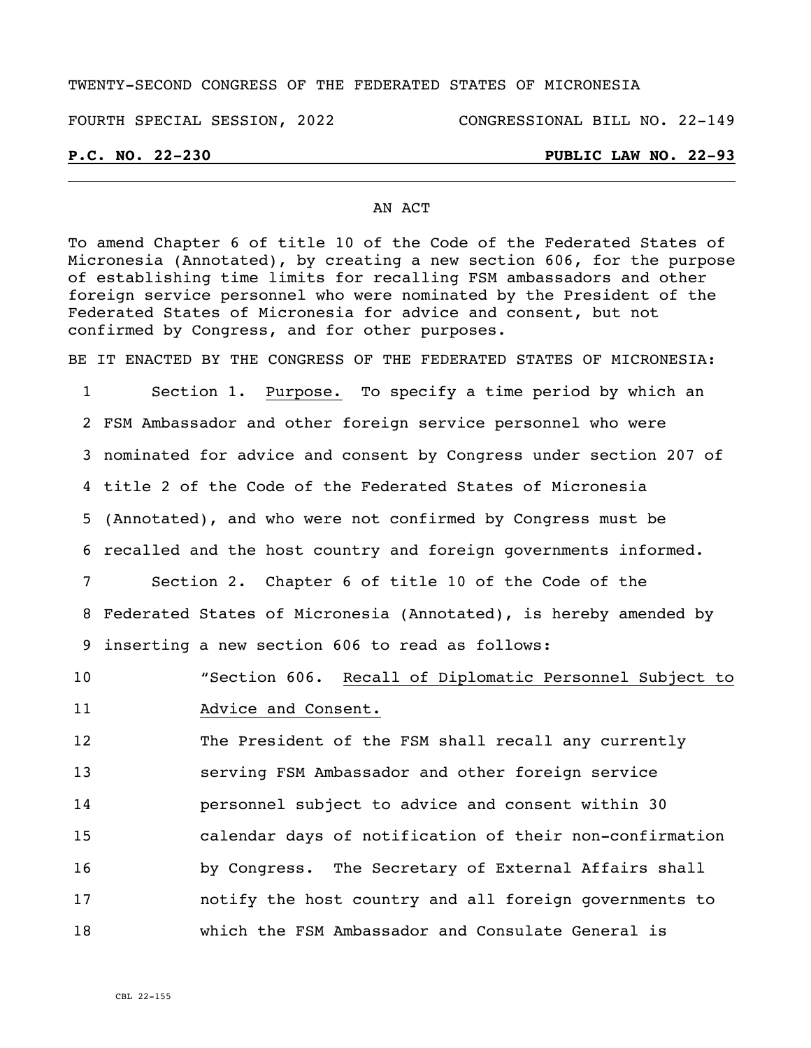TWENTY-SECOND CONGRESS OF THE FEDERATED STATES OF MICRONESIA

FOURTH SPECIAL SESSION, 2022 CONGRESSIONAL BILL NO. 22-149

**P.C. NO. 22-230** **PUBLIC LAW NO. 22-93**

AN ACT

To amend Chapter 6 of title 10 of the Code of the Federated States of Micronesia (Annotated), by creating a new section 606, for the purpose of establishing time limits for recalling FSM ambassadors and other foreign service personnel who were nominated by the President of the Federated States of Micronesia for advice and consent, but not confirmed by Congress, and for other purposes.

BE IT ENACTED BY THE CONGRESS OF THE FEDERATED STATES OF MICRONESIA:

1 Section 1. Purpose. To specify a time period by which an
2 FSM Ambassador and other foreign service personnel who were
3 nominated for advice and consent by Congress under section 207 of
4 title 2 of the Code of the Federated States of Micronesia
5 (Annotated), and who were not confirmed by Congress must be
6 recalled and the host country and foreign governments informed.

7 Section 2. Chapter 6 of title 10 of the Code of the
8 Federated States of Micronesia (Annotated), is hereby amended by
9 inserting a new section 606 to read as follows:

10 "Section 606. Recall of Diplomatic Personnel Subject to
11 Advice and Consent.

12 The President of the FSM shall recall any currently
13 serving FSM Ambassador and other foreign service
14 personnel subject to advice and consent within 30
15 calendar days of notification of their non-confirmation
16 by Congress. The Secretary of External Affairs shall
17 notify the host country and all foreign governments to
18 which the FSM Ambassador and Consulate General is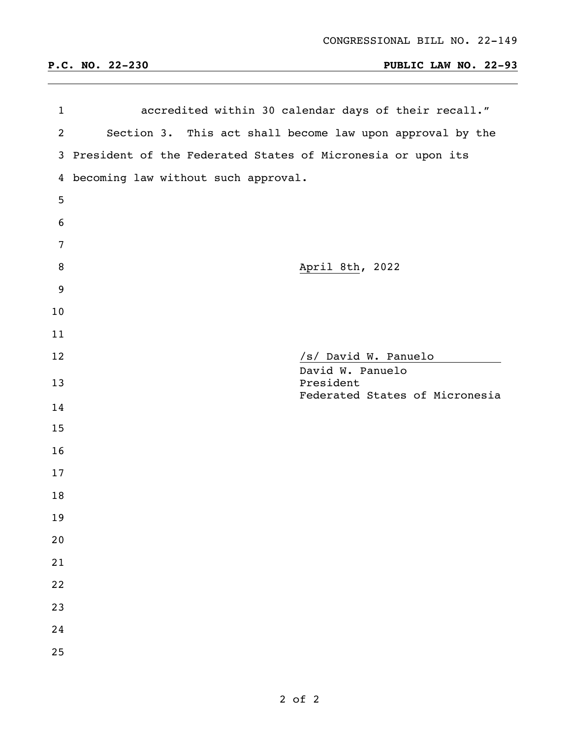CONGRESSIONAL BILL NO. 22-149

**P.C. NO. 22-230** **PUBLIC LAW NO. 22-93**

accredited within 30 calendar days of their recall."

Section 3. This act shall become law upon approval by the President of the Federated States of Micronesia or upon its becoming law without such approval.

April 8th, 2022

/s/ David W. Panuelo
David W. Panuelo
President
Federated States of Micronesia